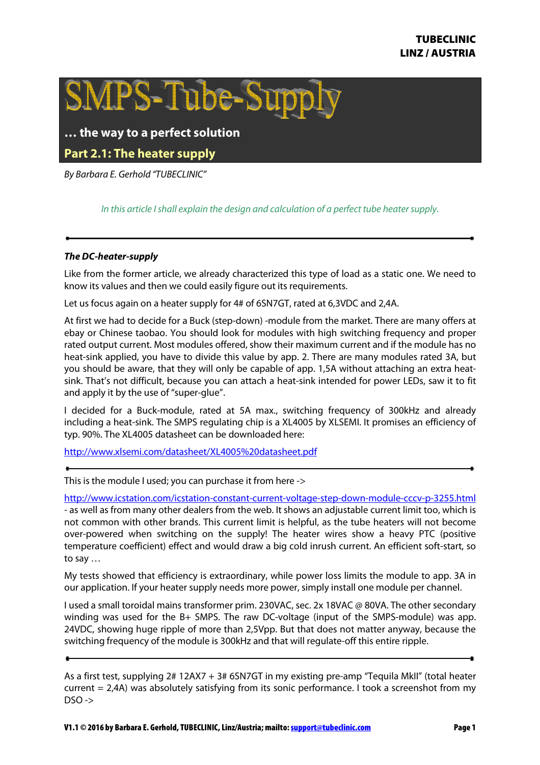TUBECLINIC
LINZ / AUSTRIA

# SMPS-Tube-Supply

**… the way to a perfect solution**

## Part 2.1: The heater supply

*By Barbara E. Gerhold "TUBECLINIC"*

*In this article I shall explain the design and calculation of a perfect tube heater supply.*

---

### *The DC-heater-supply*

Like from the former article, we already characterized this type of load as a static one. We need to know its values and then we could easily figure out its requirements.

Let us focus again on a heater supply for 4# of 6SN7GT, rated at 6,3VDC and 2,4A.

At first we had to decide for a Buck (step-down) -module from the market. There are many offers at ebay or Chinese taobao. You should look for modules with high switching frequency and proper rated output current. Most modules offered, show their maximum current and if the module has no heat-sink applied, you have to divide this value by app. 2. There are many modules rated 3A, but you should be aware, that they will only be capable of app. 1,5A without attaching an extra heat-sink. That's not difficult, because you can attach a heat-sink intended for power LEDs, saw it to fit and apply it by the use of "super-glue".

I decided for a Buck-module, rated at 5A max., switching frequency of 300kHz and already including a heat-sink. The SMPS regulating chip is a XL4005 by XLSEMI. It promises an efficiency of typ. 90%. The XL4005 datasheet can be downloaded here:

http://www.xlsemi.com/datasheet/XL4005%20datasheet.pdf

---

This is the module I used; you can purchase it from here ->

http://www.icstation.com/icstation-constant-current-voltage-step-down-module-cccv-p-3255.html - as well as from many other dealers from the web. It shows an adjustable current limit too, which is not common with other brands. This current limit is helpful, as the tube heaters will not become over-powered when switching on the supply! The heater wires show a heavy PTC (positive temperature coefficient) effect and would draw a big cold inrush current. An efficient soft-start, so to say …

My tests showed that efficiency is extraordinary, while power loss limits the module to app. 3A in our application. If your heater supply needs more power, simply install one module per channel.

I used a small toroidal mains transformer prim. 230VAC, sec. 2x 18VAC @ 80VA. The other secondary winding was used for the B+ SMPS. The raw DC-voltage (input of the SMPS-module) was app. 24VDC, showing huge ripple of more than 2,5Vpp. But that does not matter anyway, because the switching frequency of the module is 300kHz and that will regulate-off this entire ripple.

---

As a first test, supplying 2# 12AX7 + 3# 6SN7GT in my existing pre-amp "Tequila MkII" (total heater current = 2,4A) was absolutely satisfying from its sonic performance. I took a screenshot from my DSO ->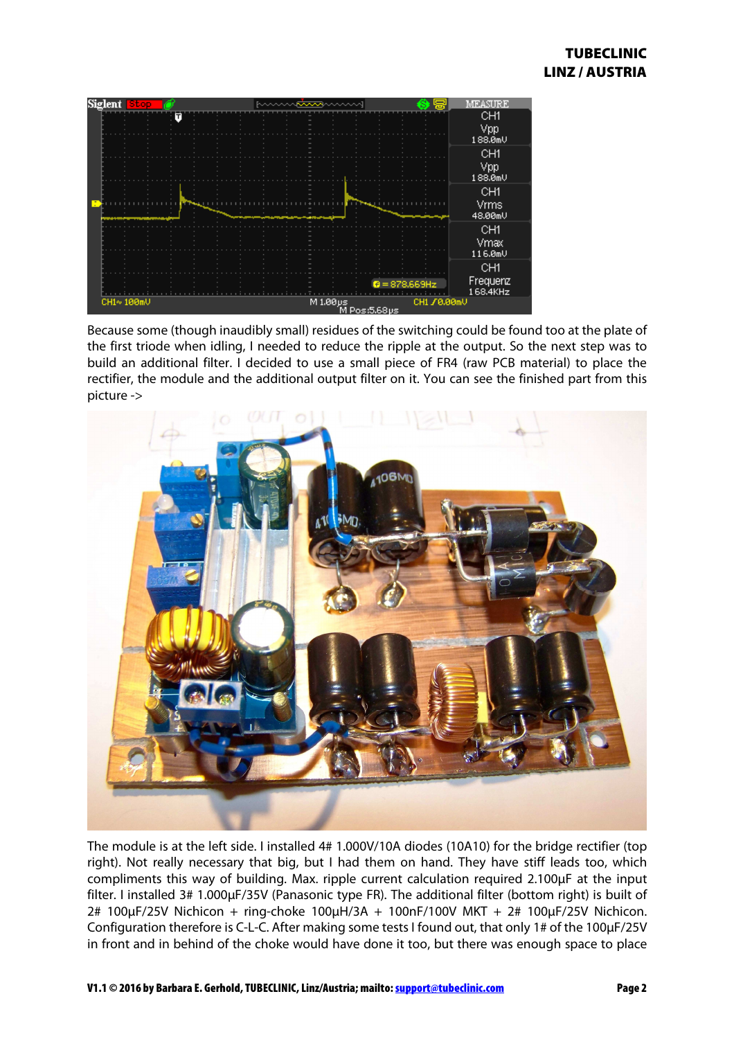Because some (though inaudibly small) residues of the switching could be found too at the plate of the first triode when idling, I needed to reduce the ripple at the output. So the next step was to build an additional filter. I decided to use a small piece of FR4 (raw PCB material) to place the rectifier, the module and the additional output filter on it. You can see the finished part from this picture ->

The module is at the left side. I installed 4# 1.000V/10A diodes (10A10) for the bridge rectifier (top right). Not really necessary that big, but I had them on hand. They have stiff leads too, which compliments this way of building. Max. ripple current calculation required 2.100µF at the input filter. I installed 3# 1.000µF/35V (Panasonic type FR). The additional filter (bottom right) is built of 2# 100µF/25V Nichicon + ring-choke 100µH/3A + 100nF/100V MKT + 2# 100µF/25V Nichicon. Configuration therefore is C-L-C. After making some tests I found out, that only 1# of the 100µF/25V in front and in behind of the choke would have done it too, but there was enough space to place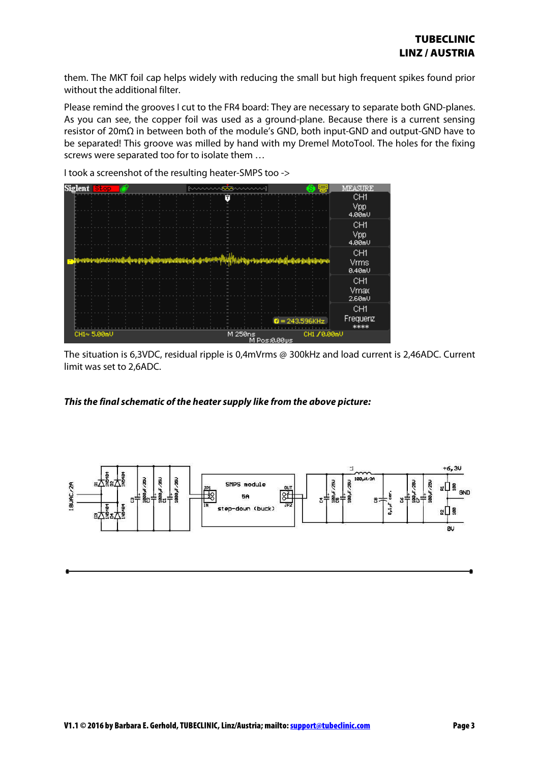them. The MKT foil cap helps widely with reducing the small but high frequent spikes found prior without the additional filter.

Please remind the grooves I cut to the FR4 board: They are necessary to separate both GND-planes. As you can see, the copper foil was used as a ground-plane. Because there is a current sensing resistor of 20mΩ in between both of the module's GND, both input-GND and output-GND have to be separated! This groove was milled by hand with my Dremel MotoTool. The holes for the fixing screws were separated too for to isolate them …

I took a screenshot of the resulting heater-SMPS too ->

The situation is 6,3VDC, residual ripple is 0,4mVrms @ 300kHz and load current is 2,46ADC. Current limit was set to 2,6ADC.

***This the final schematic of the heater supply like from the above picture:***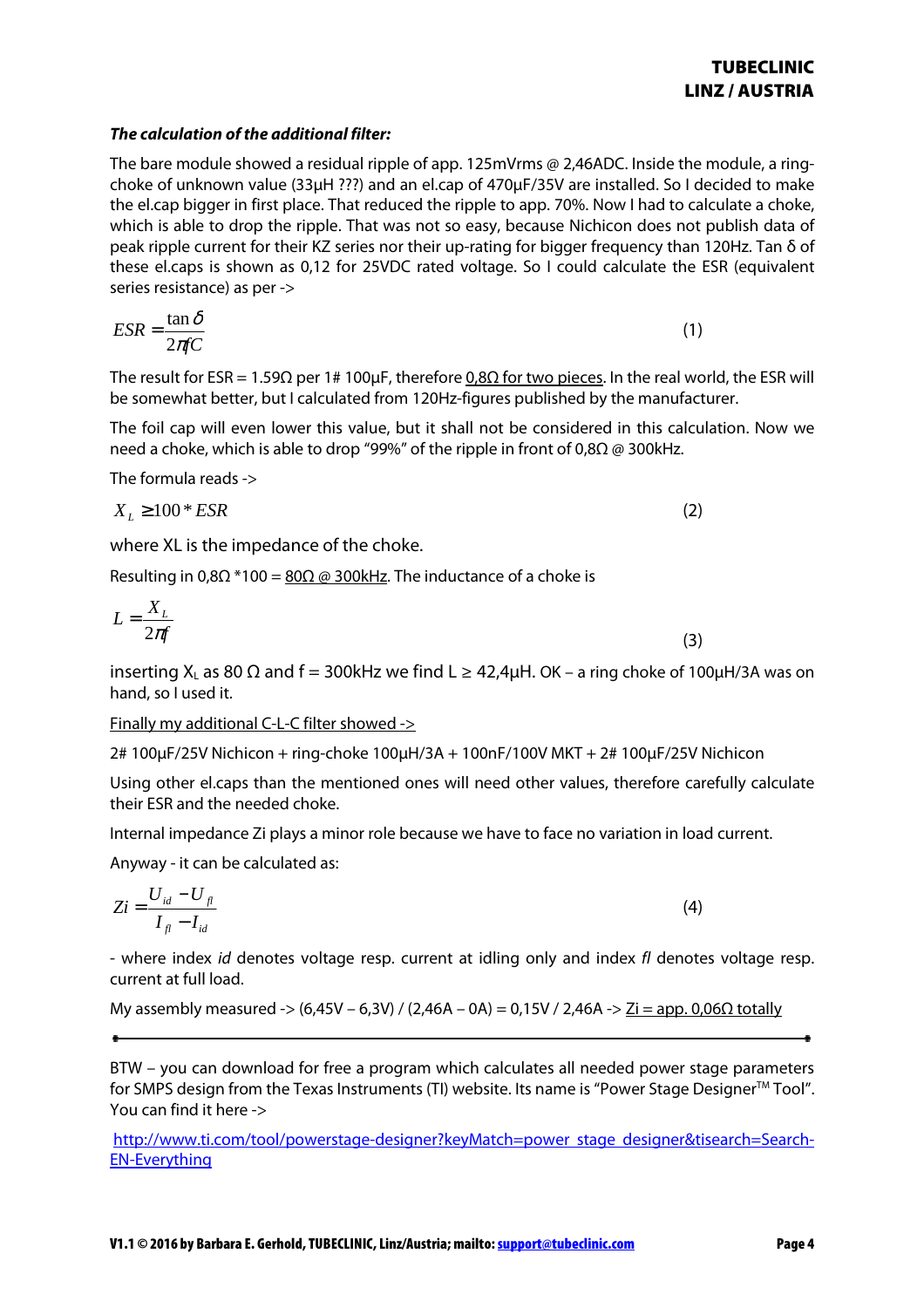***The calculation of the additional filter:***

The bare module showed a residual ripple of app. 125mVrms @ 2,46ADC. Inside the module, a ring-choke of unknown value (33µH ???) and an el.cap of 470µF/35V are installed. So I decided to make the el.cap bigger in first place. That reduced the ripple to app. 70%. Now I had to calculate a choke, which is able to drop the ripple. That was not so easy, because Nichicon does not publish data of peak ripple current for their KZ series nor their up-rating for bigger frequency than 120Hz. Tan δ of these el.caps is shown as 0,12 for 25VDC rated voltage. So I could calculate the ESR (equivalent series resistance) as per ->

$$ESR = \frac{\tan\delta}{2\pi fC} \tag{1}$$

The result for ESR = 1.59Ω per 1# 100µF, therefore <u>0,8Ω for two pieces</u>. In the real world, the ESR will be somewhat better, but I calculated from 120Hz-figures published by the manufacturer.

The foil cap will even lower this value, but it shall not be considered in this calculation. Now we need a choke, which is able to drop "99%" of the ripple in front of 0,8Ω @ 300kHz.

The formula reads ->

$$X_L \geq 100 * ESR \tag{2}$$

where XL is the impedance of the choke.

Resulting in 0,8Ω *100 = <u>80Ω @ 300kHz</u>. The inductance of a choke is

$$L = \frac{X_L}{2\pi f} \tag{3}$$

inserting $X_L$ as 80 Ω and f = 300kHz we find L ≥ 42,4µH. OK – a ring choke of 100µH/3A was on hand, so I used it.

<u>Finally my additional C-L-C filter showed -></u>

2# 100µF/25V Nichicon + ring-choke 100µH/3A + 100nF/100V MKT + 2# 100µF/25V Nichicon

Using other el.caps than the mentioned ones will need other values, therefore carefully calculate their ESR and the needed choke.

Internal impedance Zi plays a minor role because we have to face no variation in load current.

Anyway - it can be calculated as:

$$Zi = \frac{U_{id} - U_{fl}}{I_{fl} - I_{id}} \tag{4}$$

- where index *id* denotes voltage resp. current at idling only and index *fl* denotes voltage resp. current at full load.

My assembly measured -> (6,45V – 6,3V) / (2,46A – 0A) = 0,15V / 2,46A -> <u>Zi = app. 0,06Ω totally</u>

---

BTW – you can download for free a program which calculates all needed power stage parameters for SMPS design from the Texas Instruments (TI) website. Its name is "Power Stage Designer™ Tool". You can find it here ->

http://www.ti.com/tool/powerstage-designer?keyMatch=power_stage_designer&tisearch=Search-EN-Everything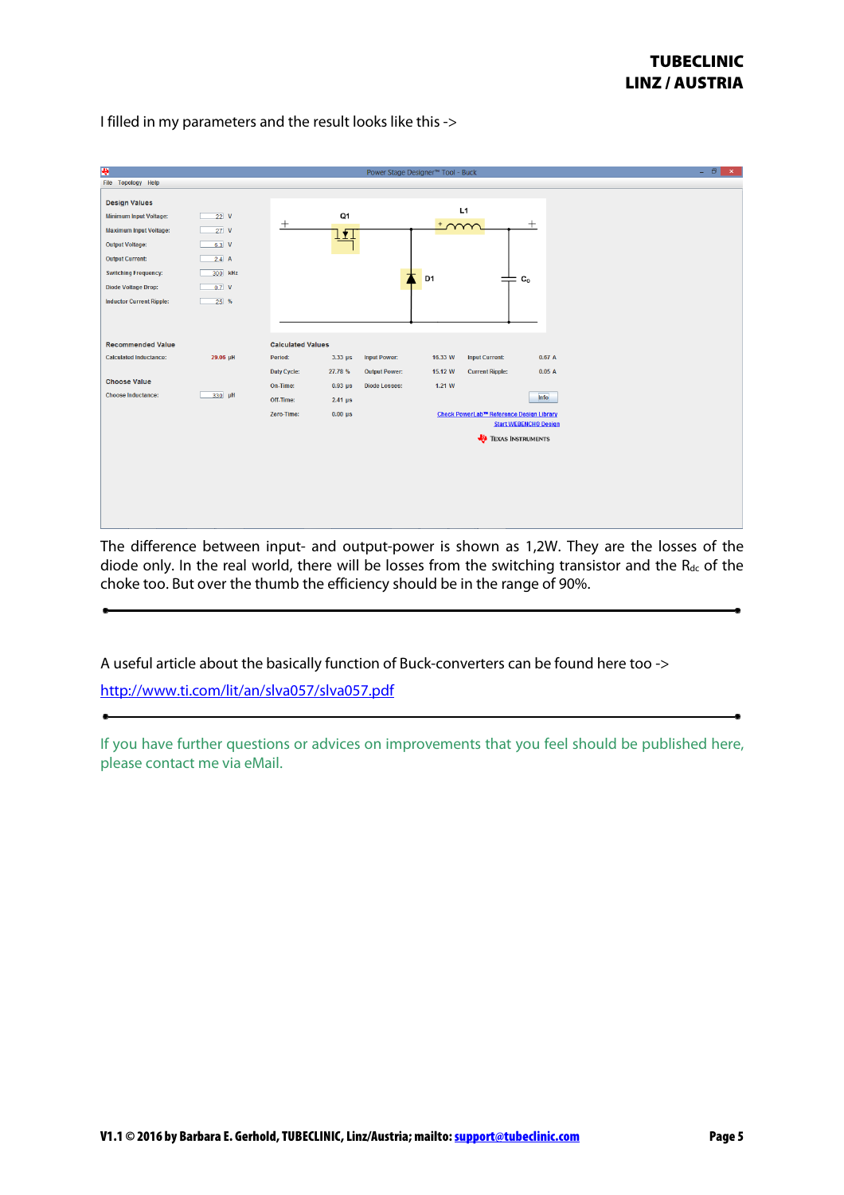I filled in my parameters and the result looks like this ->

Power Stage Designer™ Tool - Buck

File Topology Help

Design Values

Minimum Input Voltage: 22 V
Maximum Input Voltage: 27 V
Output Voltage: 6.3 V
Output Current: 2.4 A
Switching Frequency: 300 kHz
Diode Voltage Drop: 0.7 V
Inductor Current Ripple: 25 %

Q1
L1
D1
$C_0$

Recommended Value

Calculated Inductance: 29.06 µH

Choose Value

Choose Inductance: 330 µH

Calculated Values

Period: 3.33 µs
Duty Cycle: 27.78 %
On-Time: 0.93 µs
Off-Time: 2.41 µs
Zero-Time: 0.00 µs
Input Power: 16.33 W
Output Power: 15.12 W
Diode Losses: 1.21 W
Input Current: 0.67 A
Current Ripple: 0.05 A

Info

Check PowerLab™ Reference Design Library
Start WEBENCH® Design
Texas Instruments

The difference between input- and output-power is shown as 1,2W. They are the losses of the diode only. In the real world, there will be losses from the switching transistor and the $R_{dc}$ of the choke too. But over the thumb the efficiency should be in the range of 90%.

---

A useful article about the basically function of Buck-converters can be found here too ->

http://www.ti.com/lit/an/slva057/slva057.pdf

---

If you have further questions or advices on improvements that you feel should be published here, please contact me via eMail.